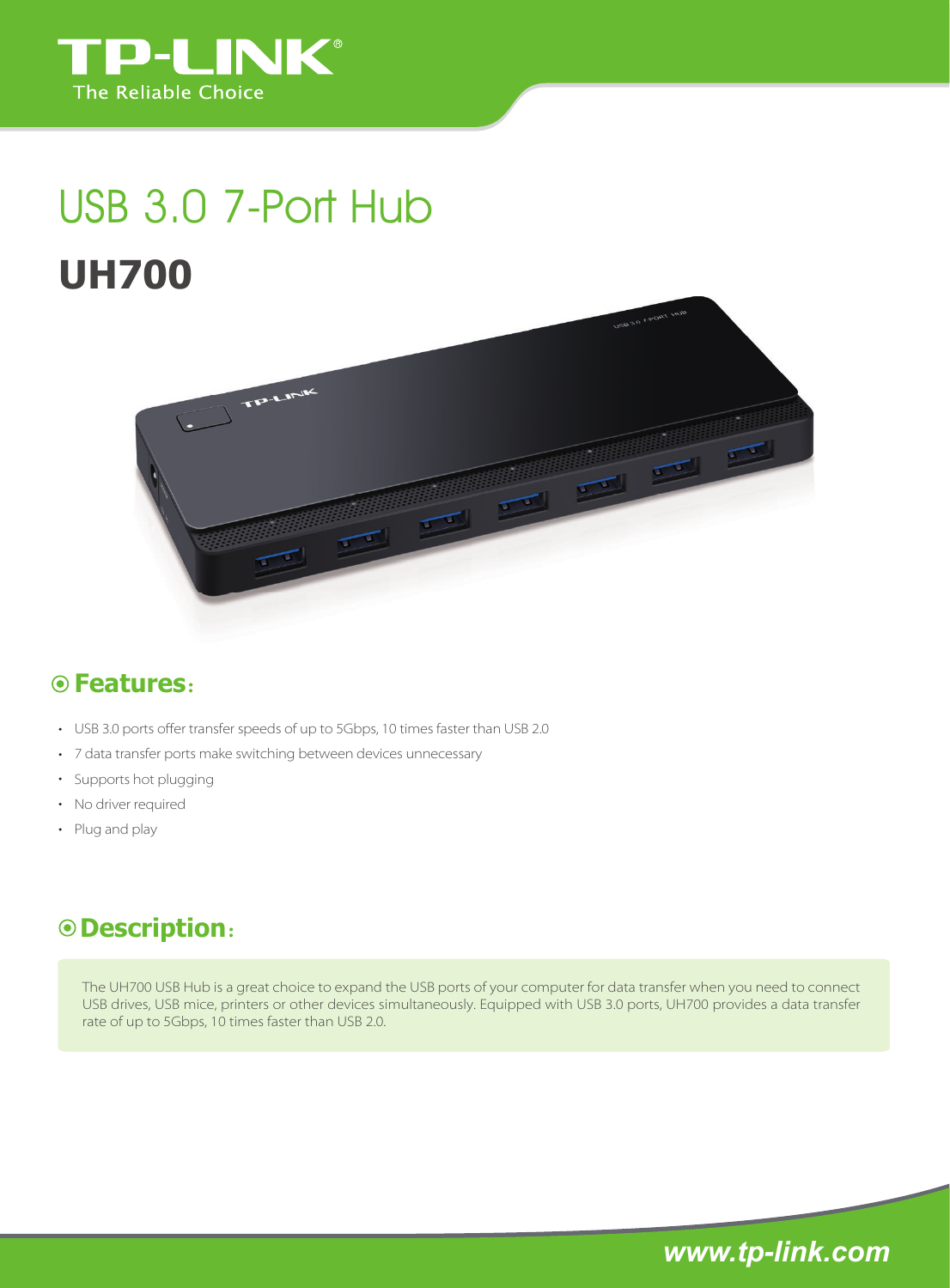# USB 3.0 7-Port Hub

# UH700

## Features:

- USB 3.0 ports offer transfer speeds of up to 5Gbps, 10 times faster than USB 2.0
- 7 data transfer ports make switching between devices unnecessary
- Supports hot plugging
- No driver required
- Plug and play

## Description:

The UH700 USB Hub is a great choice to expand the USB ports of your computer for data transfer when you need to connect USB drives, USB mice, printers or other devices simultaneously. Equipped with USB 3.0 ports, UH700 provides a data transfer rate of up to 5Gbps, 10 times faster than USB 2.0.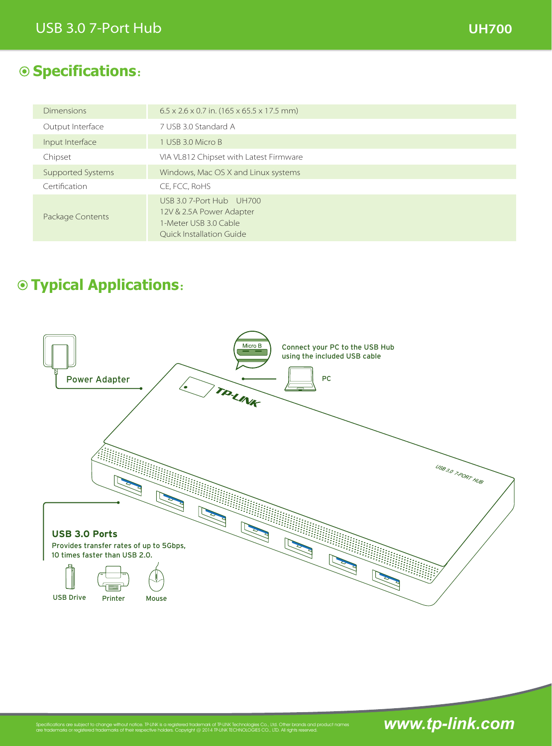## Specifications:

| | |
|---|---|
| Dimensions | 6.5 x 2.6 x 0.7 in. (165 x 65.5 x 17.5 mm) |
| Output Interface | 7 USB 3.0 Standard A |
| Input Interface | 1 USB 3.0 Micro B |
| Chipset | VIA VL812 Chipset with Latest Firmware |
| Supported Systems | Windows, Mac OS X and Linux systems |
| Certification | CE, FCC, RoHS |
| Package Contents | USB 3.0 7-Port Hub UH700<br>12V & 2.5A Power Adapter<br>1-Meter USB 3.0 Cable<br>Quick Installation Guide |

## Typical Applications:

Micro B

Connect your PC to the USB Hub using the included USB cable

PC

Power Adapter

TP-LINK

USB 3.0 7-PORT HUB

**USB 3.0 Ports**

Provides transfer rates of up to 5Gbps, 10 times faster than USB 2.0.

USB Drive

Printer

Mouse

Specifications are subject to change without notice. TP-LINK is a registered trademark of TP-LINK Technologies Co., Ltd. Other brands and product names are trademarks or registered trademarks of their respective holders. Copyright @ 2014 TP-LINK TECHNOLOGIES CO., LTD. All rights reserved.

*www.tp-link.com*